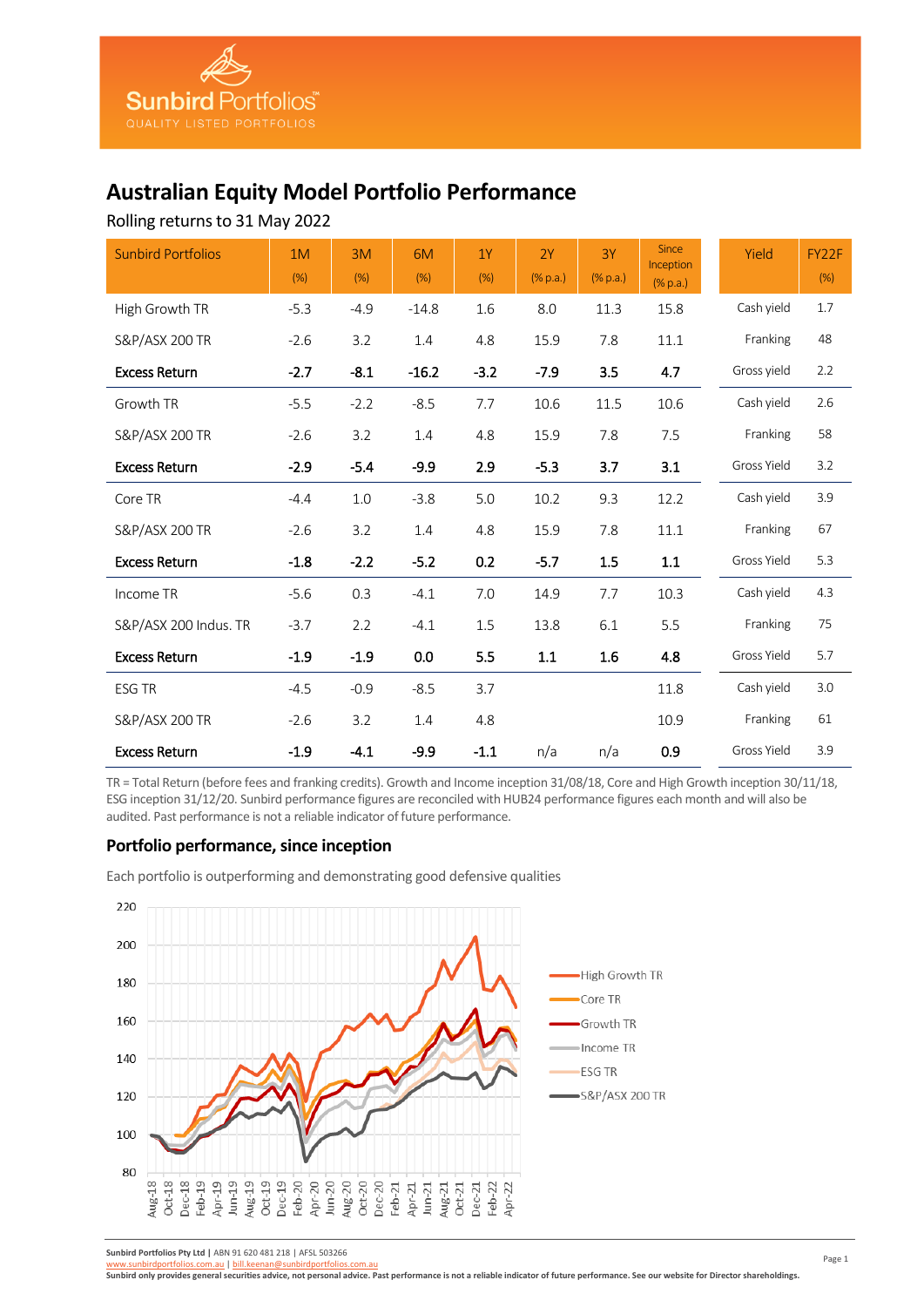Sunbird Portfolios™
QUALITY LISTED PORTFOLIOS

# Australian Equity Model Portfolio Performance

Rolling returns to 31 May 2022

| Sunbird Portfolios | 1M (%) | 3M (%) | 6M (%) | 1Y (%) | 2Y (% p.a.) | 3Y (% p.a.) | Since Inception (% p.a.) | Yield | FY22F (%) |
|---|---|---|---|---|---|---|---|---|---|
| High Growth TR | -5.3 | -4.9 | -14.8 | 1.6 | 8.0 | 11.3 | 15.8 | Cash yield | 1.7 |
| S&P/ASX 200 TR | -2.6 | 3.2 | 1.4 | 4.8 | 15.9 | 7.8 | 11.1 | Franking | 48 |
| **Excess Return** | **-2.7** | **-8.1** | **-16.2** | **-3.2** | **-7.9** | **3.5** | **4.7** | Gross yield | 2.2 |
| Growth TR | -5.5 | -2.2 | -8.5 | 7.7 | 10.6 | 11.5 | 10.6 | Cash yield | 2.6 |
| S&P/ASX 200 TR | -2.6 | 3.2 | 1.4 | 4.8 | 15.9 | 7.8 | 7.5 | Franking | 58 |
| **Excess Return** | **-2.9** | **-5.4** | **-9.9** | **2.9** | **-5.3** | **3.7** | **3.1** | Gross Yield | 3.2 |
| Core TR | -4.4 | 1.0 | -3.8 | 5.0 | 10.2 | 9.3 | 12.2 | Cash yield | 3.9 |
| S&P/ASX 200 TR | -2.6 | 3.2 | 1.4 | 4.8 | 15.9 | 7.8 | 11.1 | Franking | 67 |
| **Excess Return** | **-1.8** | **-2.2** | **-5.2** | **0.2** | **-5.7** | **1.5** | **1.1** | Gross Yield | 5.3 |
| Income TR | -5.6 | 0.3 | -4.1 | 7.0 | 14.9 | 7.7 | 10.3 | Cash yield | 4.3 |
| S&P/ASX 200 Indus. TR | -3.7 | 2.2 | -4.1 | 1.5 | 13.8 | 6.1 | 5.5 | Franking | 75 |
| **Excess Return** | **-1.9** | **-1.9** | **0.0** | **5.5** | **1.1** | **1.6** | **4.8** | Gross Yield | 5.7 |
| ESG TR | -4.5 | -0.9 | -8.5 | 3.7 | | | 11.8 | Cash yield | 3.0 |
| S&P/ASX 200 TR | -2.6 | 3.2 | 1.4 | 4.8 | | | 10.9 | Franking | 61 |
| **Excess Return** | **-1.9** | **-4.1** | **-9.9** | **-1.1** | n/a | n/a | **0.9** | Gross Yield | 3.9 |

TR = Total Return (before fees and franking credits). Growth and Income inception 31/08/18, Core and High Growth inception 30/11/18, ESG inception 31/12/20. Sunbird performance figures are reconciled with HUB24 performance figures each month and will also be audited. Past performance is not a reliable indicator of future performance.

## Portfolio performance, since inception

Each portfolio is outperforming and demonstrating good defensive qualities

**Sunbird Portfolios Pty Ltd** | ABN 91 620 481 218 | AFSL 503266
www.sunbirdportfolios.com.au | bill.keenan@sunbirdportfolios.com.au
**Sunbird only provides general securities advice, not personal advice. Past performance is not a reliable indicator of future performance. See our website for Director shareholdings.**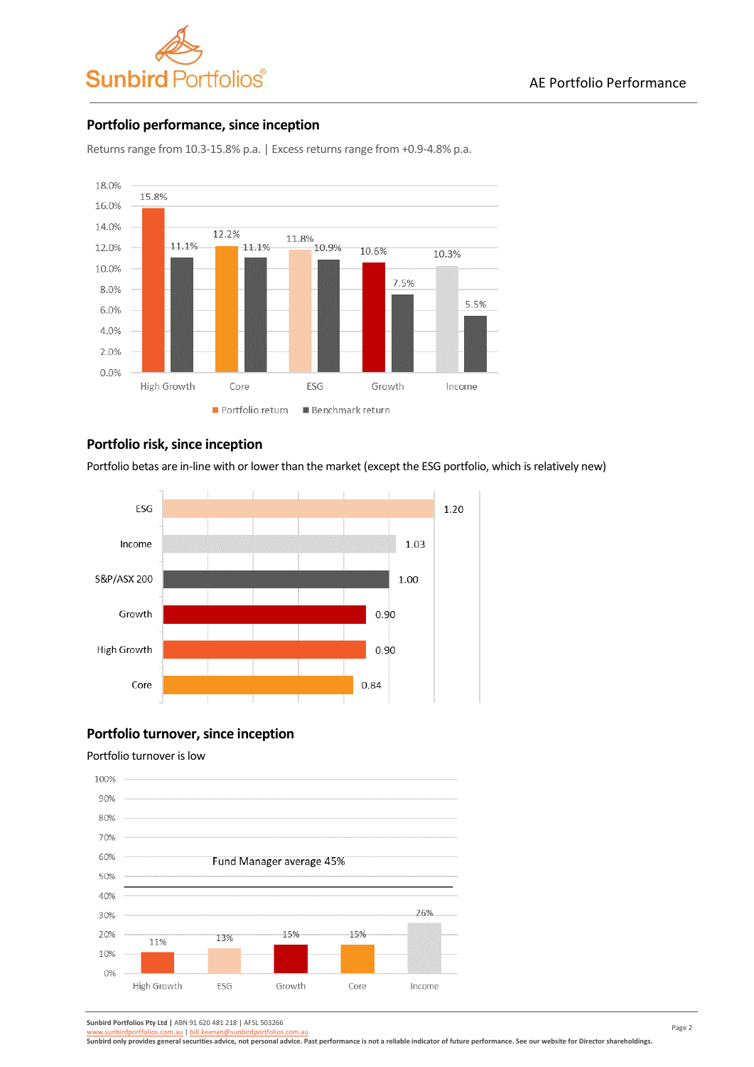## Portfolio performance, since inception

Returns range from 10.3-15.8% p.a. | Excess returns range from +0.9-4.8% p.a.

| | Portfolio return | Benchmark return |
|---|---|---|
| High Growth | 15.8% | 11.1% |
| Core | 12.2% | 11.1% |
| ESG | 11.8% | 10.9% |
| Growth | 10.6% | 7.5% |
| Income | 10.3% | 5.5% |

## Portfolio risk, since inception

Portfolio betas are in-line with or lower than the market (except the ESG portfolio, which is relatively new)

| | Beta |
|---|---|
| ESG | 1.20 |
| Income | 1.03 |
| S&P/ASX 200 | 1.00 |
| Growth | 0.90 |
| High Growth | 0.90 |
| Core | 0.84 |

## Portfolio turnover, since inception

Portfolio turnover is low

Fund Manager average 45%

| | Turnover |
|---|---|
| High Growth | 11% |
| ESG | 13% |
| Growth | 15% |
| Core | 15% |
| Income | 26% |

**Sunbird Portfolios Pty Ltd** | ABN 91 620 481 218 | AFSL 503266
www.sunbirdportfolios.com.au | bill.keenan@sunbirdportfolios.com.au
**Sunbird only provides general securities advice, not personal advice. Past performance is not a reliable indicator of future performance. See our website for Director shareholdings.**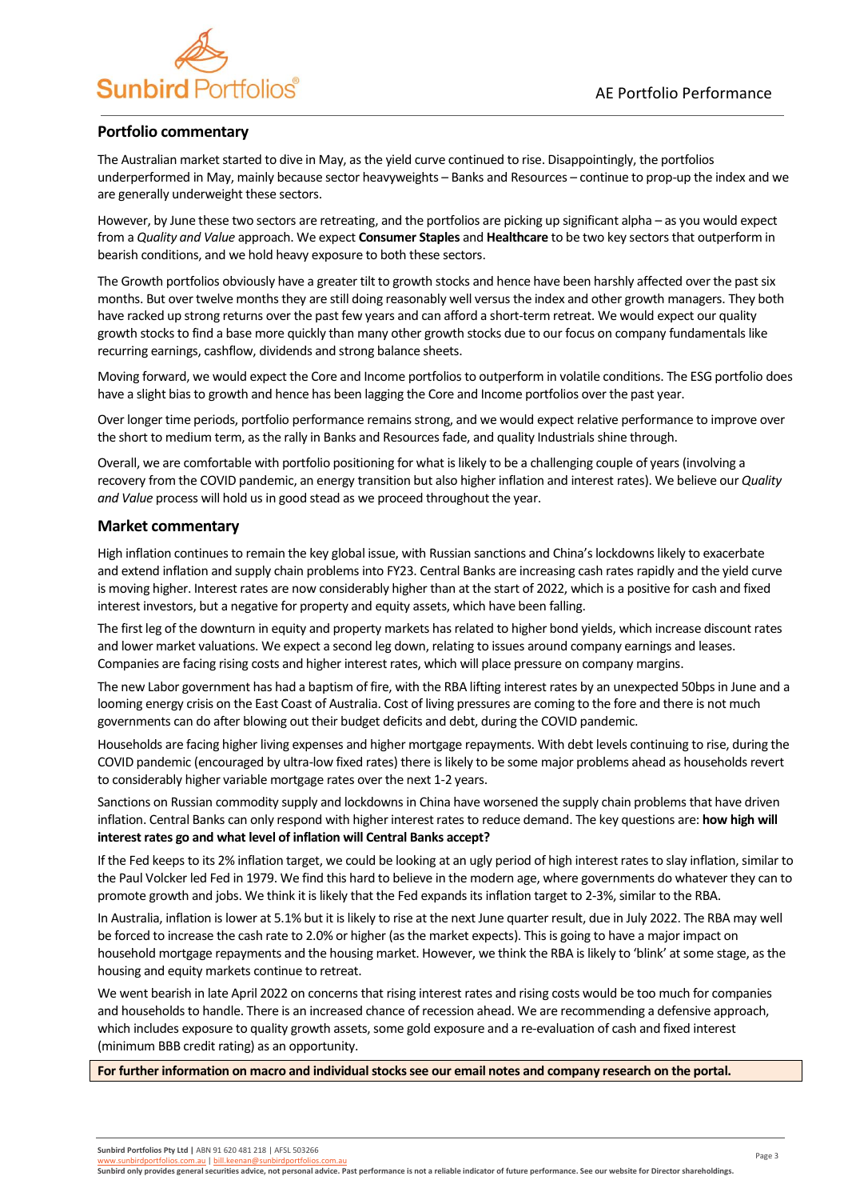## Portfolio commentary

The Australian market started to dive in May, as the yield curve continued to rise. Disappointingly, the portfolios underperformed in May, mainly because sector heavyweights – Banks and Resources – continue to prop-up the index and we are generally underweight these sectors.

However, by June these two sectors are retreating, and the portfolios are picking up significant alpha – as you would expect from a *Quality and Value* approach. We expect **Consumer Staples** and **Healthcare** to be two key sectors that outperform in bearish conditions, and we hold heavy exposure to both these sectors.

The Growth portfolios obviously have a greater tilt to growth stocks and hence have been harshly affected over the past six months. But over twelve months they are still doing reasonably well versus the index and other growth managers. They both have racked up strong returns over the past few years and can afford a short-term retreat. We would expect our quality growth stocks to find a base more quickly than many other growth stocks due to our focus on company fundamentals like recurring earnings, cashflow, dividends and strong balance sheets.

Moving forward, we would expect the Core and Income portfolios to outperform in volatile conditions. The ESG portfolio does have a slight bias to growth and hence has been lagging the Core and Income portfolios over the past year.

Over longer time periods, portfolio performance remains strong, and we would expect relative performance to improve over the short to medium term, as the rally in Banks and Resources fade, and quality Industrials shine through.

Overall, we are comfortable with portfolio positioning for what is likely to be a challenging couple of years (involving a recovery from the COVID pandemic, an energy transition but also higher inflation and interest rates). We believe our *Quality and Value* process will hold us in good stead as we proceed throughout the year.

## Market commentary

High inflation continues to remain the key global issue, with Russian sanctions and China's lockdowns likely to exacerbate and extend inflation and supply chain problems into FY23. Central Banks are increasing cash rates rapidly and the yield curve is moving higher. Interest rates are now considerably higher than at the start of 2022, which is a positive for cash and fixed interest investors, but a negative for property and equity assets, which have been falling.

The first leg of the downturn in equity and property markets has related to higher bond yields, which increase discount rates and lower market valuations. We expect a second leg down, relating to issues around company earnings and leases. Companies are facing rising costs and higher interest rates, which will place pressure on company margins.

The new Labor government has had a baptism of fire, with the RBA lifting interest rates by an unexpected 50bps in June and a looming energy crisis on the East Coast of Australia. Cost of living pressures are coming to the fore and there is not much governments can do after blowing out their budget deficits and debt, during the COVID pandemic.

Households are facing higher living expenses and higher mortgage repayments. With debt levels continuing to rise, during the COVID pandemic (encouraged by ultra-low fixed rates) there is likely to be some major problems ahead as households revert to considerably higher variable mortgage rates over the next 1-2 years.

Sanctions on Russian commodity supply and lockdowns in China have worsened the supply chain problems that have driven inflation. Central Banks can only respond with higher interest rates to reduce demand. The key questions are: **how high will interest rates go and what level of inflation will Central Banks accept?**

If the Fed keeps to its 2% inflation target, we could be looking at an ugly period of high interest rates to slay inflation, similar to the Paul Volcker led Fed in 1979. We find this hard to believe in the modern age, where governments do whatever they can to promote growth and jobs. We think it is likely that the Fed expands its inflation target to 2-3%, similar to the RBA.

In Australia, inflation is lower at 5.1% but it is likely to rise at the next June quarter result, due in July 2022. The RBA may well be forced to increase the cash rate to 2.0% or higher (as the market expects). This is going to have a major impact on household mortgage repayments and the housing market. However, we think the RBA is likely to 'blink' at some stage, as the housing and equity markets continue to retreat.

We went bearish in late April 2022 on concerns that rising interest rates and rising costs would be too much for companies and households to handle. There is an increased chance of recession ahead. We are recommending a defensive approach, which includes exposure to quality growth assets, some gold exposure and a re-evaluation of cash and fixed interest (minimum BBB credit rating) as an opportunity.

**For further information on macro and individual stocks see our email notes and company research on the portal.**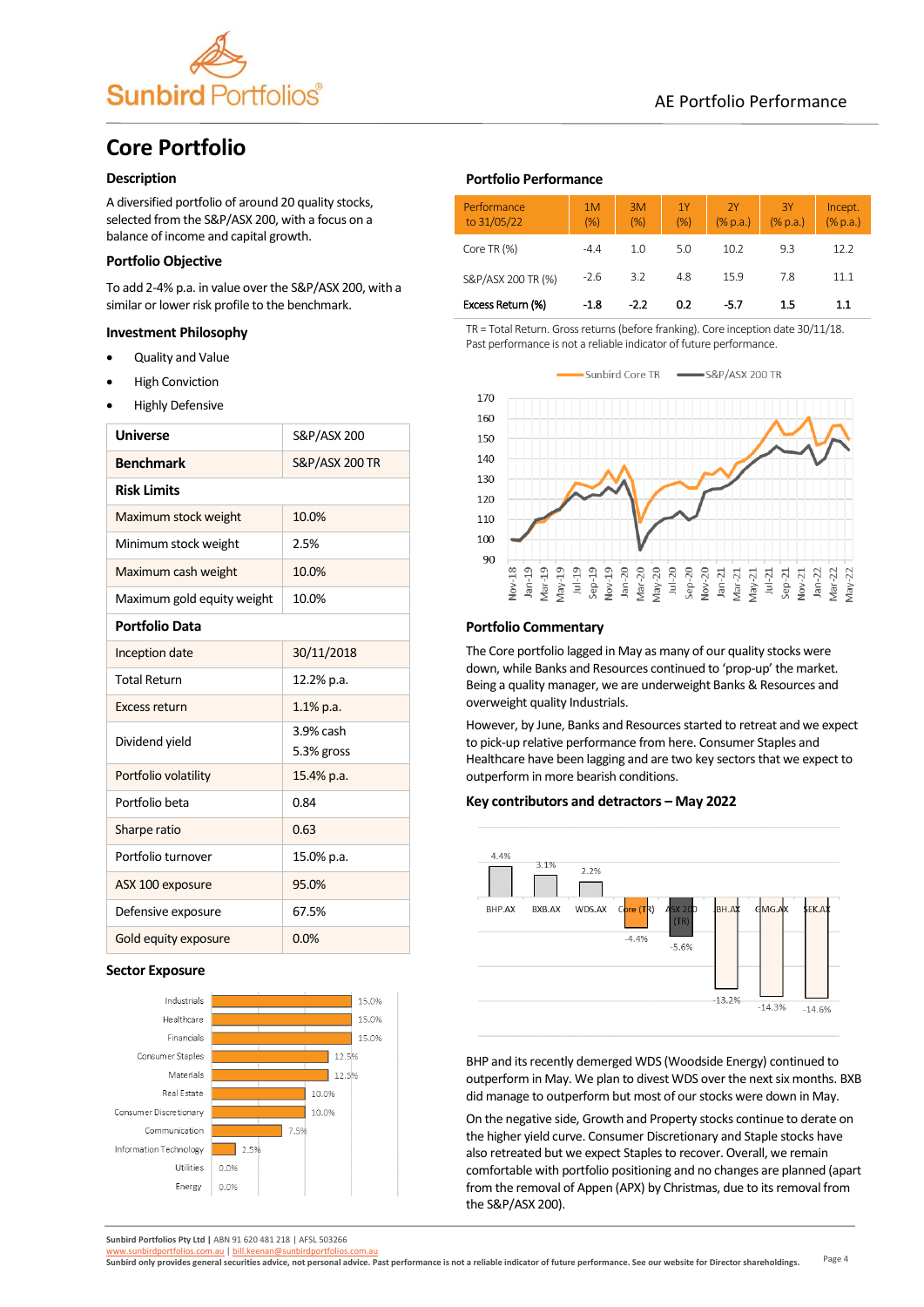AE Portfolio Performance

# Core Portfolio

### Description

A diversified portfolio of around 20 quality stocks, selected from the S&P/ASX 200, with a focus on a balance of income and capital growth.

### Portfolio Objective

To add 2-4% p.a. in value over the S&P/ASX 200, with a similar or lower risk profile to the benchmark.

### Investment Philosophy

- Quality and Value
- High Conviction
- Highly Defensive

| **Universe** | S&P/ASX 200 |
|---|---|
| **Benchmark** | S&P/ASX 200 TR |
| **Risk Limits** | |
| Maximum stock weight | 10.0% |
| Minimum stock weight | 2.5% |
| Maximum cash weight | 10.0% |
| Maximum gold equity weight | 10.0% |
| **Portfolio Data** | |
| Inception date | 30/11/2018 |
| Total Return | 12.2% p.a. |
| Excess return | 1.1% p.a. |
| Dividend yield | 3.9% cash<br>5.3% gross |
| Portfolio volatility | 15.4% p.a. |
| Portfolio beta | 0.84 |
| Sharpe ratio | 0.63 |
| Portfolio turnover | 15.0% p.a. |
| ASX 100 exposure | 95.0% |
| Defensive exposure | 67.5% |
| Gold equity exposure | 0.0% |

### Sector Exposure

| Sector | Weight |
|---|---|
| Industrials | 15.0% |
| Healthcare | 15.0% |
| Financials | 15.0% |
| Consumer Staples | 12.5% |
| Materials | 12.5% |
| Real Estate | 10.0% |
| Consumer Discretionary | 10.0% |
| Communication | 7.5% |
| Information Technology | 2.5% |
| Utilities | 0.0% |
| Energy | 0.0% |

### Portfolio Performance

| Performance to 31/05/22 | 1M (%) | 3M (%) | 1Y (%) | 2Y (% p.a.) | 3Y (% p.a.) | Incept. (% p.a.) |
|---|---|---|---|---|---|---|
| Core TR (%) | -4.4 | 1.0 | 5.0 | 10.2 | 9.3 | 12.2 |
| S&P/ASX 200 TR (%) | -2.6 | 3.2 | 4.8 | 15.9 | 7.8 | 11.1 |
| **Excess Return (%)** | **-1.8** | **-2.2** | **0.2** | **-5.7** | **1.5** | **1.1** |

TR = Total Return. Gross returns (before franking). Core inception date 30/11/18. Past performance is not a reliable indicator of future performance.

### Portfolio Commentary

The Core portfolio lagged in May as many of our quality stocks were down, while Banks and Resources continued to 'prop-up' the market. Being a quality manager, we are underweight Banks & Resources and overweight quality Industrials.

However, by June, Banks and Resources started to retreat and we expect to pick-up relative performance from here. Consumer Staples and Healthcare have been lagging and are two key sectors that we expect to outperform in more bearish conditions.

### Key contributors and detractors – May 2022

| Stock | Return |
|---|---|
| BHP.AX | 4.4% |
| BXB.AX | 3.1% |
| WDS.AX | 2.2% |
| Core (TR) | -4.4% |
| ASX 200 (TR) | -5.6% |
| BH.AX | -13.2% |
| GMG.AX | -14.3% |
| SEK.AX | -14.6% |

BHP and its recently demerged WDS (Woodside Energy) continued to outperform in May. We plan to divest WDS over the next six months. BXB did manage to outperform but most of our stocks were down in May.

On the negative side, Growth and Property stocks continue to derate on the higher yield curve. Consumer Discretionary and Staple stocks have also retreated but we expect Staples to recover. Overall, we remain comfortable with portfolio positioning and no changes are planned (apart from the removal of Appen (APX) by Christmas, due to its removal from the S&P/ASX 200).

Sunbird Portfolios Pty Ltd | ABN 91 620 481 218 | AFSL 503266
www.sunbirdportfolios.com.au | bill.keenan@sunbirdportfolios.com.au
Sunbird only provides general securities advice, not personal advice. Past performance is not a reliable indicator of future performance. See our website for Director shareholdings.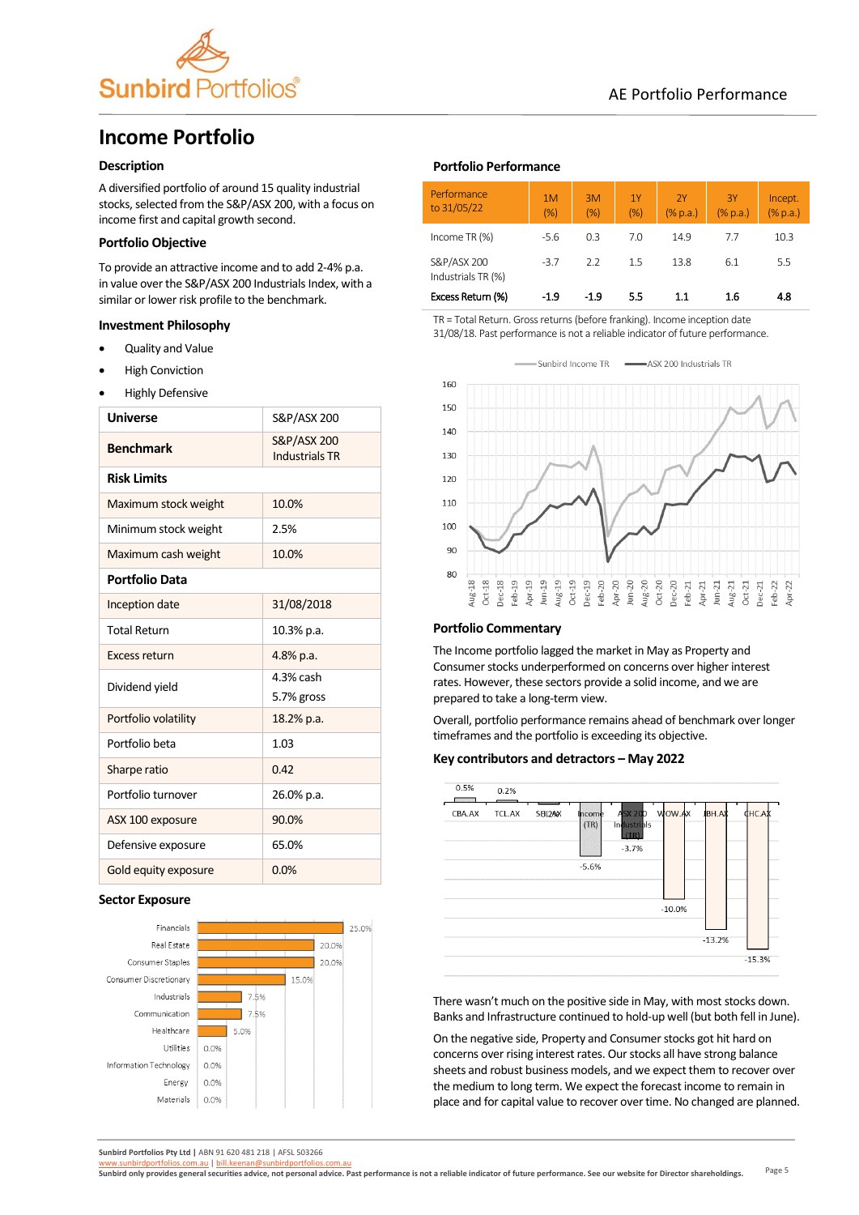# Income Portfolio

### Description

A diversified portfolio of around 15 quality industrial stocks, selected from the S&P/ASX 200, with a focus on income first and capital growth second.

### Portfolio Objective

To provide an attractive income and to add 2-4% p.a. in value over the S&P/ASX 200 Industrials Index, with a similar or lower risk profile to the benchmark.

### Investment Philosophy

- Quality and Value
- High Conviction
- Highly Defensive

| **Universe** | S&P/ASX 200 |
|---|---|
| **Benchmark** | S&P/ASX 200 Industrials TR |
| **Risk Limits** | |
| Maximum stock weight | 10.0% |
| Minimum stock weight | 2.5% |
| Maximum cash weight | 10.0% |
| **Portfolio Data** | |
| Inception date | 31/08/2018 |
| Total Return | 10.3% p.a. |
| Excess return | 4.8% p.a. |
| Dividend yield | 4.3% cash<br>5.7% gross |
| Portfolio volatility | 18.2% p.a. |
| Portfolio beta | 1.03 |
| Sharpe ratio | 0.42 |
| Portfolio turnover | 26.0% p.a. |
| ASX 100 exposure | 90.0% |
| Defensive exposure | 65.0% |
| Gold equity exposure | 0.0% |

### Sector Exposure

| Sector | Exposure |
|---|---|
| Financials | 25.0% |
| Real Estate | 20.0% |
| Consumer Staples | 20.0% |
| Consumer Discretionary | 15.0% |
| Industrials | 7.5% |
| Communication | 7.5% |
| Healthcare | 5.0% |
| Utilities | 0.0% |
| Information Technology | 0.0% |
| Energy | 0.0% |
| Materials | 0.0% |

### Portfolio Performance

| Performance to 31/05/22 | 1M (%) | 3M (%) | 1Y (%) | 2Y (% p.a.) | 3Y (% p.a.) | Incept. (% p.a.) |
|---|---|---|---|---|---|---|
| Income TR (%) | -5.6 | 0.3 | 7.0 | 14.9 | 7.7 | 10.3 |
| S&P/ASX 200 Industrials TR (%) | -3.7 | 2.2 | 1.5 | 13.8 | 6.1 | 5.5 |
| **Excess Return (%)** | **-1.9** | **-1.9** | **5.5** | **1.1** | **1.6** | **4.8** |

TR = Total Return. Gross returns (before franking). Income inception date 31/08/18. Past performance is not a reliable indicator of future performance.

### Portfolio Commentary

The Income portfolio lagged the market in May as Property and Consumer stocks underperformed on concerns over higher interest rates. However, these sectors provide a solid income, and we are prepared to take a long-term view.

Overall, portfolio performance remains ahead of benchmark over longer timeframes and the portfolio is exceeding its objective.

### Key contributors and detractors – May 2022

| Stock | Return |
|---|---|
| CBA.AX | 0.5% |
| TCL.AX | 0.2% |
| SBI2.AX | |
| Income (TR) | -5.6% |
| ASX 200 Industrials (TR) | -3.7% |
| WOW.AX | -10.0% |
| IBH.AX | -13.2% |
| CHC.AX | -15.3% |

There wasn't much on the positive side in May, with most stocks down. Banks and Infrastructure continued to hold-up well (but both fell in June).

On the negative side, Property and Consumer stocks got hit hard on concerns over rising interest rates. Our stocks all have strong balance sheets and robust business models, and we expect them to recover over the medium to long term. We expect the forecast income to remain in place and for capital value to recover over time. No changed are planned.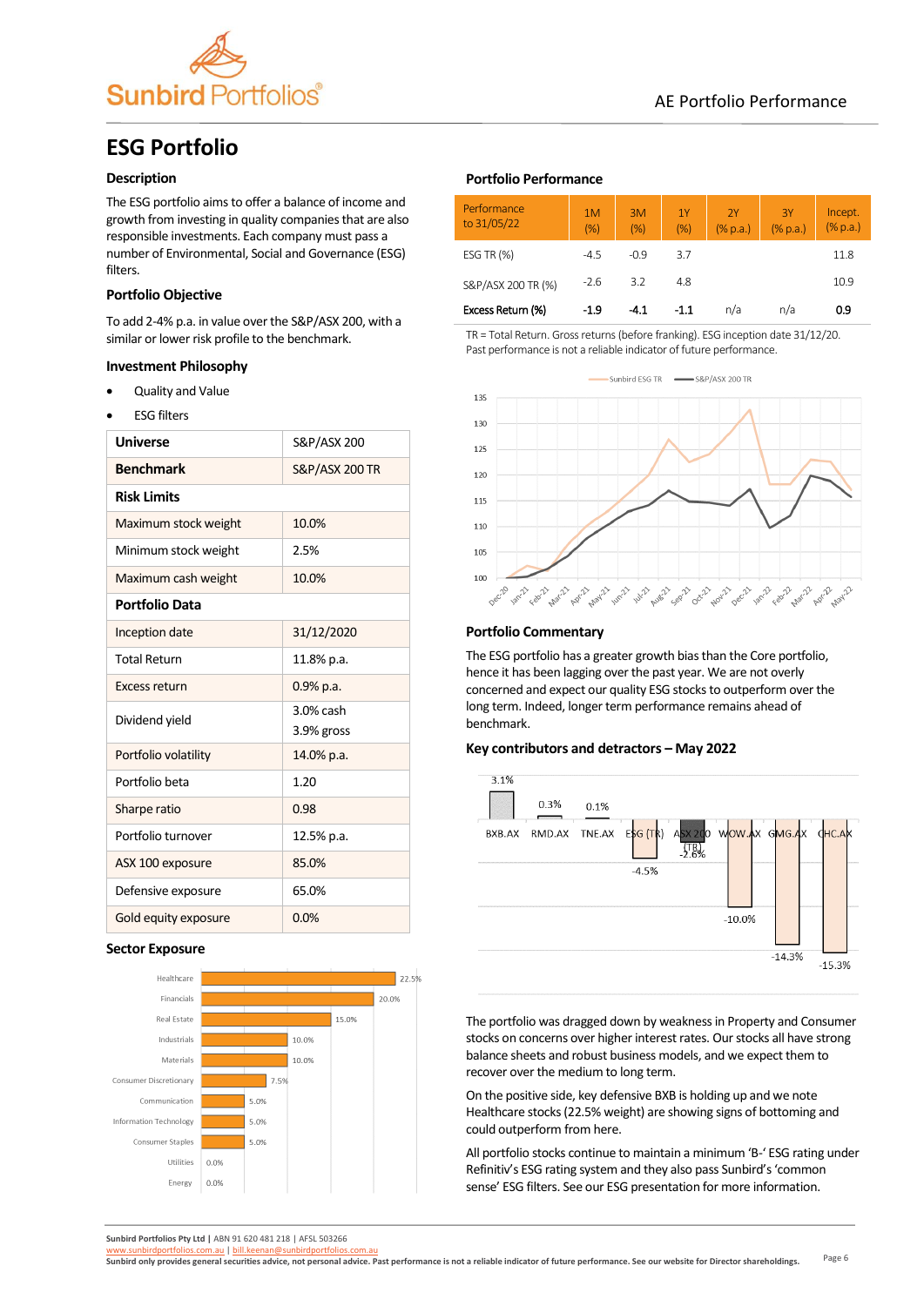# ESG Portfolio

## Description

The ESG portfolio aims to offer a balance of income and growth from investing in quality companies that are also responsible investments. Each company must pass a number of Environmental, Social and Governance (ESG) filters.

## Portfolio Objective

To add 2-4% p.a. in value over the S&P/ASX 200, with a similar or lower risk profile to the benchmark.

## Investment Philosophy

- Quality and Value
- ESG filters

| Universe | S&P/ASX 200 |
|---|---|
| **Benchmark** | S&P/ASX 200 TR |
| **Risk Limits** | |
| Maximum stock weight | 10.0% |
| Minimum stock weight | 2.5% |
| Maximum cash weight | 10.0% |
| **Portfolio Data** | |
| Inception date | 31/12/2020 |
| Total Return | 11.8% p.a. |
| Excess return | 0.9% p.a. |
| Dividend yield | 3.0% cash 3.9% gross |
| Portfolio volatility | 14.0% p.a. |
| Portfolio beta | 1.20 |
| Sharpe ratio | 0.98 |
| Portfolio turnover | 12.5% p.a. |
| ASX 100 exposure | 85.0% |
| Defensive exposure | 65.0% |
| Gold equity exposure | 0.0% |

## Sector Exposure

| Sector | Exposure |
|---|---|
| Healthcare | 22.5% |
| Financials | 20.0% |
| Real Estate | 15.0% |
| Industrials | 10.0% |
| Materials | 10.0% |
| Consumer Discretionary | 7.5% |
| Communication | 5.0% |
| Information Technology | 5.0% |
| Consumer Staples | 5.0% |
| Utilities | 0.0% |
| Energy | 0.0% |

## Portfolio Performance

| Performance to 31/05/22 | 1M (%) | 3M (%) | 1Y (%) | 2Y (% p.a.) | 3Y (% p.a.) | Incept. (% p.a.) |
|---|---|---|---|---|---|---|
| ESG TR (%) | -4.5 | -0.9 | 3.7 | | | 11.8 |
| S&P/ASX 200 TR (%) | -2.6 | 3.2 | 4.8 | | | 10.9 |
| **Excess Return (%)** | **-1.9** | **-4.1** | **-1.1** | n/a | n/a | **0.9** |

TR = Total Return. Gross returns (before franking). ESG inception date 31/12/20. Past performance is not a reliable indicator of future performance.

## Portfolio Commentary

The ESG portfolio has a greater growth bias than the Core portfolio, hence it has been lagging over the past year. We are not overly concerned and expect our quality ESG stocks to outperform over the long term. Indeed, longer term performance remains ahead of benchmark.

## Key contributors and detractors – May 2022

| Stock | Return |
|---|---|
| BXB.AX | 3.1% |
| RMD.AX | 0.3% |
| TNE.AX | 0.1% |
| ESG (TR) | -4.5% |
| ASX 200 (TR) | -2.6% |
| WOW.AX | -10.0% |
| GMG.AX | -14.3% |
| CHC.AX | -15.3% |

The portfolio was dragged down by weakness in Property and Consumer stocks on concerns over higher interest rates. Our stocks all have strong balance sheets and robust business models, and we expect them to recover over the medium to long term.

On the positive side, key defensive BXB is holding up and we note Healthcare stocks (22.5% weight) are showing signs of bottoming and could outperform from here.

All portfolio stocks continue to maintain a minimum 'B-' ESG rating under Refinitiv's ESG rating system and they also pass Sunbird's 'common sense' ESG filters. See our ESG presentation for more information.

**Sunbird Portfolios Pty Ltd** | ABN 91 620 481 218 | AFSL 503266
www.sunbirdportfolios.com.au | bill.keenan@sunbirdportfolios.com.au
**Sunbird only provides general securities advice, not personal advice. Past performance is not a reliable indicator of future performance. See our website for Director shareholdings.**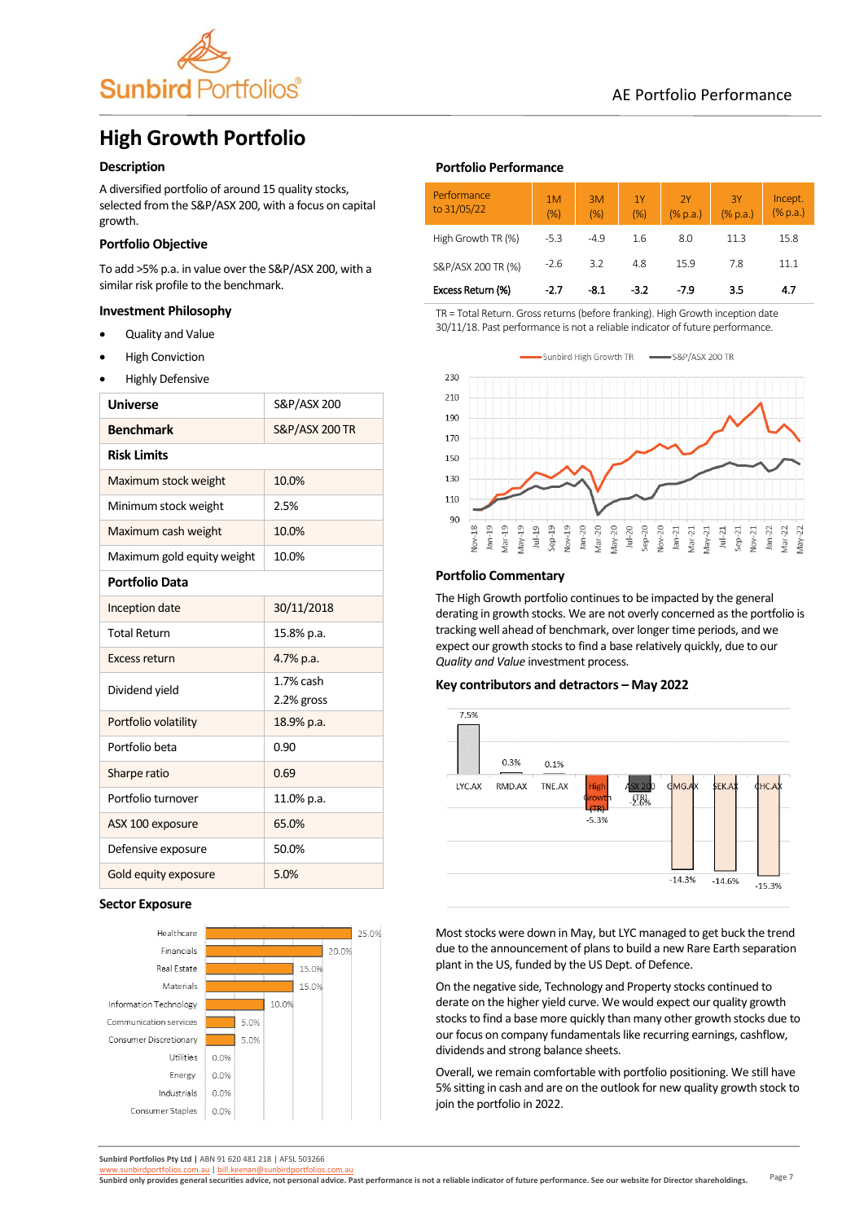# High Growth Portfolio

## Description

A diversified portfolio of around 15 quality stocks, selected from the S&P/ASX 200, with a focus on capital growth.

## Portfolio Objective

To add >5% p.a. in value over the S&P/ASX 200, with a similar risk profile to the benchmark.

## Investment Philosophy

- Quality and Value
- High Conviction
- Highly Defensive

| Universe | S&P/ASX 200 |
|---|---|
| **Benchmark** | S&P/ASX 200 TR |
| **Risk Limits** | |
| Maximum stock weight | 10.0% |
| Minimum stock weight | 2.5% |
| Maximum cash weight | 10.0% |
| Maximum gold equity weight | 10.0% |
| **Portfolio Data** | |
| Inception date | 30/11/2018 |
| Total Return | 15.8% p.a. |
| Excess return | 4.7% p.a. |
| Dividend yield | 1.7% cash<br>2.2% gross |
| Portfolio volatility | 18.9% p.a. |
| Portfolio beta | 0.90 |
| Sharpe ratio | 0.69 |
| Portfolio turnover | 11.0% p.a. |
| ASX 100 exposure | 65.0% |
| Defensive exposure | 50.0% |
| Gold equity exposure | 5.0% |

## Sector Exposure

| Sector | Exposure |
|---|---|
| Healthcare | 25.0% |
| Financials | 20.0% |
| Real Estate | 15.0% |
| Materials | 15.0% |
| Information Technology | 10.0% |
| Communication services | 5.0% |
| Consumer Discretionary | 5.0% |
| Utilities | 0.0% |
| Energy | 0.0% |
| Industrials | 0.0% |
| Consumer Staples | 0.0% |

## Portfolio Performance

| Performance to 31/05/22 | 1M (%) | 3M (%) | 1Y (%) | 2Y (% p.a.) | 3Y (% p.a.) | Incept. (% p.a.) |
|---|---|---|---|---|---|---|
| High Growth TR (%) | -5.3 | -4.9 | 1.6 | 8.0 | 11.3 | 15.8 |
| S&P/ASX 200 TR (%) | -2.6 | 3.2 | 4.8 | 15.9 | 7.8 | 11.1 |
| **Excess Return (%)** | **-2.7** | **-8.1** | **-3.2** | **-7.9** | **3.5** | **4.7** |

TR = Total Return. Gross returns (before franking). High Growth inception date 30/11/18. Past performance is not a reliable indicator of future performance.

## Portfolio Commentary

The High Growth portfolio continues to be impacted by the general derating in growth stocks. We are not overly concerned as the portfolio is tracking well ahead of benchmark, over longer time periods, and we expect our growth stocks to find a base relatively quickly, due to our *Quality and Value* investment process.

### Key contributors and detractors – May 2022

| Stock | Return |
|---|---|
| LYC.AX | 7.5% |
| RMD.AX | 0.3% |
| TNE.AX | 0.1% |
| High Growth (TR) | -5.3% |
| ASX 200 (TR) | -2.6% |
| CMG.AX | -14.3% |
| SEK.AX | -14.6% |
| CHC.AX | -15.3% |

Most stocks were down in May, but LYC managed to get buck the trend due to the announcement of plans to build a new Rare Earth separation plant in the US, funded by the US Dept. of Defence.

On the negative side, Technology and Property stocks continued to derate on the higher yield curve. We would expect our quality growth stocks to find a base more quickly than many other growth stocks due to our focus on company fundamentals like recurring earnings, cashflow, dividends and strong balance sheets.

Overall, we remain comfortable with portfolio positioning. We still have 5% sitting in cash and are on the outlook for new quality growth stock to join the portfolio in 2022.

**Sunbird Portfolios Pty Ltd** | ABN 91 620 481 218 | AFSL 503266
www.sunbirdportfolios.com.au | bill.keenan@sunbirdportfolios.com.au
**Sunbird only provides general securities advice, not personal advice. Past performance is not a reliable indicator of future performance. See our website for Director shareholdings.**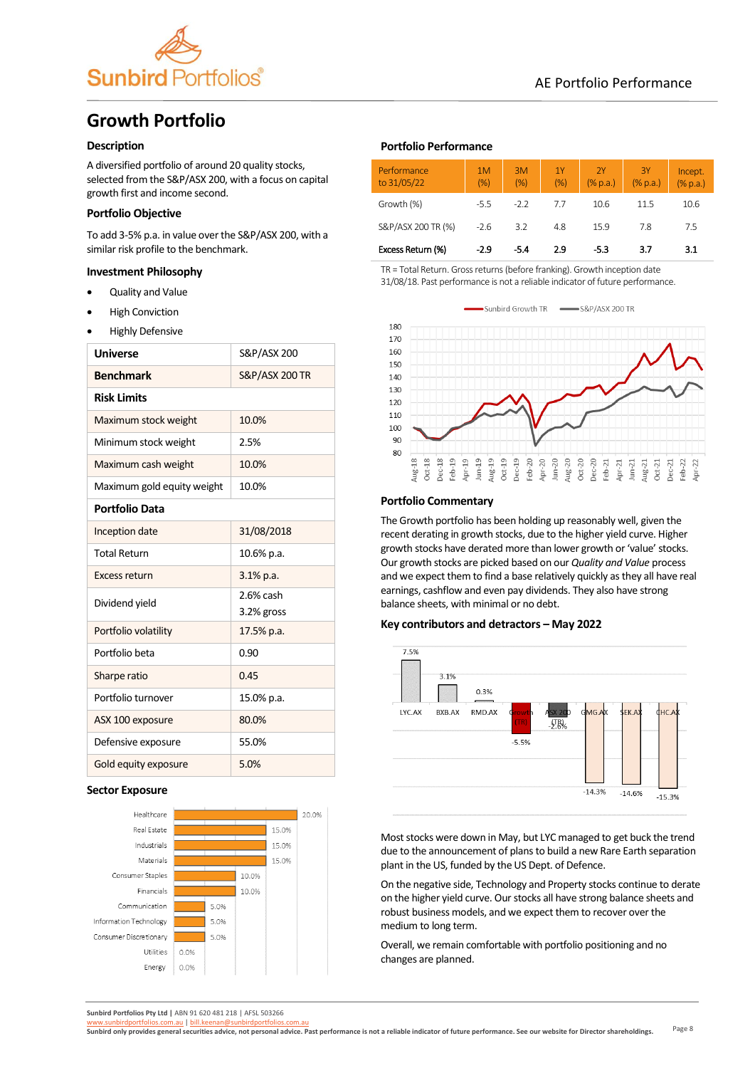# Growth Portfolio

### Description

A diversified portfolio of around 20 quality stocks, selected from the S&P/ASX 200, with a focus on capital growth first and income second.

### Portfolio Objective

To add 3-5% p.a. in value over the S&P/ASX 200, with a similar risk profile to the benchmark.

### Investment Philosophy

- Quality and Value
- High Conviction
- Highly Defensive

| Universe | S&P/ASX 200 |
|---|---|
| **Benchmark** | S&P/ASX 200 TR |
| **Risk Limits** | |
| Maximum stock weight | 10.0% |
| Minimum stock weight | 2.5% |
| Maximum cash weight | 10.0% |
| Maximum gold equity weight | 10.0% |
| **Portfolio Data** | |
| Inception date | 31/08/2018 |
| Total Return | 10.6% p.a. |
| Excess return | 3.1% p.a. |
| Dividend yield | 2.6% cash<br>3.2% gross |
| Portfolio volatility | 17.5% p.a. |
| Portfolio beta | 0.90 |
| Sharpe ratio | 0.45 |
| Portfolio turnover | 15.0% p.a. |
| ASX 100 exposure | 80.0% |
| Defensive exposure | 55.0% |
| Gold equity exposure | 5.0% |

### Sector Exposure

| Sector | Exposure |
|---|---|
| Healthcare | 20.0% |
| Real Estate | 15.0% |
| Industrials | 15.0% |
| Materials | 15.0% |
| Consumer Staples | 10.0% |
| Financials | 10.0% |
| Communication | 5.0% |
| Information Technology | 5.0% |
| Consumer Discretionary | 5.0% |
| Utilities | 0.0% |
| Energy | 0.0% |

### Portfolio Performance

| Performance to 31/05/22 | 1M (%) | 3M (%) | 1Y (%) | 2Y (% p.a.) | 3Y (% p.a.) | Incept. (% p.a.) |
|---|---|---|---|---|---|---|
| Growth (%) | -5.5 | -2.2 | 7.7 | 10.6 | 11.5 | 10.6 |
| S&P/ASX 200 TR (%) | -2.6 | 3.2 | 4.8 | 15.9 | 7.8 | 7.5 |
| **Excess Return (%)** | **-2.9** | **-5.4** | **2.9** | **-5.3** | **3.7** | **3.1** |

TR = Total Return. Gross returns (before franking). Growth inception date 31/08/18. Past performance is not a reliable indicator of future performance.

### Portfolio Commentary

The Growth portfolio has been holding up reasonably well, given the recent derating in growth stocks, due to the higher yield curve. Higher growth stocks have derated more than lower growth or 'value' stocks. Our growth stocks are picked based on our *Quality and Value* process and we expect them to find a base relatively quickly as they all have real earnings, cashflow and even pay dividends. They also have strong balance sheets, with minimal or no debt.

### Key contributors and detractors – May 2022

| Stock | Return |
|---|---|
| LYC.AX | 7.5% |
| BXB.AX | 3.1% |
| RMD.AX | 0.3% |
| Growth (TR) | -5.5% |
| ASX 200 (TR) | -2.6% |
| GMG.AX | -14.3% |
| SEK.AX | -14.6% |
| CHC.AX | -15.3% |

Most stocks were down in May, but LYC managed to get buck the trend due to the announcement of plans to build a new Rare Earth separation plant in the US, funded by the US Dept. of Defence.

On the negative side, Technology and Property stocks continue to derate on the higher yield curve. Our stocks all have strong balance sheets and robust business models, and we expect them to recover over the medium to long term.

Overall, we remain comfortable with portfolio positioning and no changes are planned.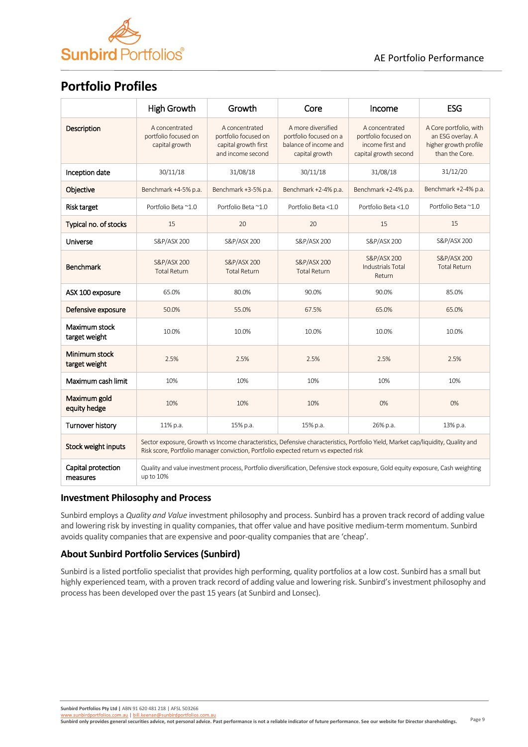## Portfolio Profiles

| | High Growth | Growth | Core | Income | ESG |
|---|---|---|---|---|---|
| Description | A concentrated portfolio focused on capital growth | A concentrated portfolio focused on capital growth first and income second | A more diversified portfolio focused on a balance of income and capital growth | A concentrated portfolio focused on income first and capital growth second | A Core portfolio, with an ESG overlay. A higher growth profile than the Core. |
| Inception date | 30/11/18 | 31/08/18 | 30/11/18 | 31/08/18 | 31/12/20 |
| Objective | Benchmark +4-5% p.a. | Benchmark +3-5% p.a. | Benchmark +2-4% p.a. | Benchmark +2-4% p.a. | Benchmark +2-4% p.a. |
| Risk target | Portfolio Beta ~1.0 | Portfolio Beta ~1.0 | Portfolio Beta <1.0 | Portfolio Beta <1.0 | Portfolio Beta ~1.0 |
| Typical no. of stocks | 15 | 20 | 20 | 15 | 15 |
| Universe | S&P/ASX 200 | S&P/ASX 200 | S&P/ASX 200 | S&P/ASX 200 | S&P/ASX 200 |
| Benchmark | S&P/ASX 200 Total Return | S&P/ASX 200 Total Return | S&P/ASX 200 Total Return | S&P/ASX 200 Industrials Total Return | S&P/ASX 200 Total Return |
| ASX 100 exposure | 65.0% | 80.0% | 90.0% | 90.0% | 85.0% |
| Defensive exposure | 50.0% | 55.0% | 67.5% | 65.0% | 65.0% |
| Maximum stock target weight | 10.0% | 10.0% | 10.0% | 10.0% | 10.0% |
| Minimum stock target weight | 2.5% | 2.5% | 2.5% | 2.5% | 2.5% |
| Maximum cash limit | 10% | 10% | 10% | 10% | 10% |
| Maximum gold equity hedge | 10% | 10% | 10% | 0% | 0% |
| Turnover history | 11% p.a. | 15% p.a. | 15% p.a. | 26% p.a. | 13% p.a. |
| Stock weight inputs | Sector exposure, Growth vs Income characteristics, Defensive characteristics, Portfolio Yield, Market cap/liquidity, Quality and Risk score, Portfolio manager conviction, Portfolio expected return vs expected risk | | | | |
| Capital protection measures | Quality and value investment process, Portfolio diversification, Defensive stock exposure, Gold equity exposure, Cash weighting up to 10% | | | | |

### Investment Philosophy and Process

Sunbird employs a *Quality and Value* investment philosophy and process. Sunbird has a proven track record of adding value and lowering risk by investing in quality companies, that offer value and have positive medium-term momentum. Sunbird avoids quality companies that are expensive and poor-quality companies that are 'cheap'.

### About Sunbird Portfolio Services (Sunbird)

Sunbird is a listed portfolio specialist that provides high performing, quality portfolios at a low cost. Sunbird has a small but highly experienced team, with a proven track record of adding value and lowering risk. Sunbird's investment philosophy and process has been developed over the past 15 years (at Sunbird and Lonsec).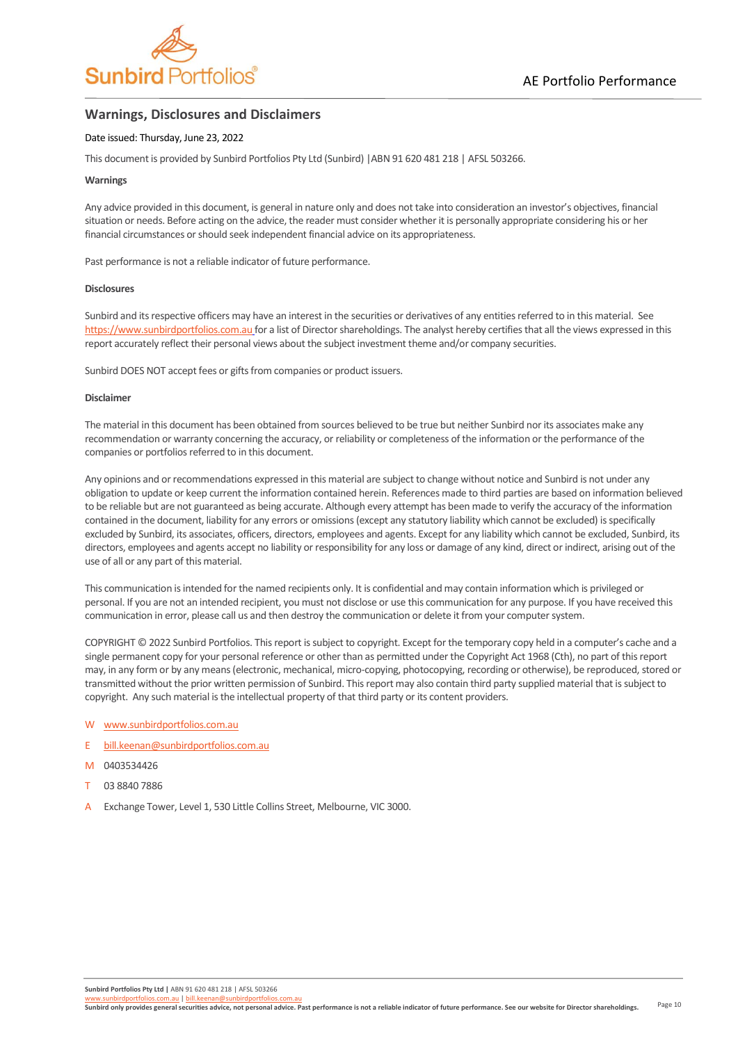## Warnings, Disclosures and Disclaimers

Date issued: Thursday, June 23, 2022

This document is provided by Sunbird Portfolios Pty Ltd (Sunbird) |ABN 91 620 481 218 | AFSL 503266.

**Warnings**

Any advice provided in this document, is general in nature only and does not take into consideration an investor's objectives, financial situation or needs. Before acting on the advice, the reader must consider whether it is personally appropriate considering his or her financial circumstances or should seek independent financial advice on its appropriateness.

Past performance is not a reliable indicator of future performance.

**Disclosures**

Sunbird and its respective officers may have an interest in the securities or derivatives of any entities referred to in this material. See https://www.sunbirdportfolios.com.au for a list of Director shareholdings. The analyst hereby certifies that all the views expressed in this report accurately reflect their personal views about the subject investment theme and/or company securities.

Sunbird DOES NOT accept fees or gifts from companies or product issuers.

**Disclaimer**

The material in this document has been obtained from sources believed to be true but neither Sunbird nor its associates make any recommendation or warranty concerning the accuracy, or reliability or completeness of the information or the performance of the companies or portfolios referred to in this document.

Any opinions and or recommendations expressed in this material are subject to change without notice and Sunbird is not under any obligation to update or keep current the information contained herein. References made to third parties are based on information believed to be reliable but are not guaranteed as being accurate. Although every attempt has been made to verify the accuracy of the information contained in the document, liability for any errors or omissions (except any statutory liability which cannot be excluded) is specifically excluded by Sunbird, its associates, officers, directors, employees and agents. Except for any liability which cannot be excluded, Sunbird, its directors, employees and agents accept no liability or responsibility for any loss or damage of any kind, direct or indirect, arising out of the use of all or any part of this material.

This communication is intended for the named recipients only. It is confidential and may contain information which is privileged or personal. If you are not an intended recipient, you must not disclose or use this communication for any purpose. If you have received this communication in error, please call us and then destroy the communication or delete it from your computer system.

COPYRIGHT © 2022 Sunbird Portfolios. This report is subject to copyright. Except for the temporary copy held in a computer's cache and a single permanent copy for your personal reference or other than as permitted under the Copyright Act 1968 (Cth), no part of this report may, in any form or by any means (electronic, mechanical, micro-copying, photocopying, recording or otherwise), be reproduced, stored or transmitted without the prior written permission of Sunbird. This report may also contain third party supplied material that is subject to copyright. Any such material is the intellectual property of that third party or its content providers.

- W www.sunbirdportfolios.com.au
- E bill.keenan@sunbirdportfolios.com.au
- M 0403534426
- T 03 8840 7886
- A Exchange Tower, Level 1, 530 Little Collins Street, Melbourne, VIC 3000.